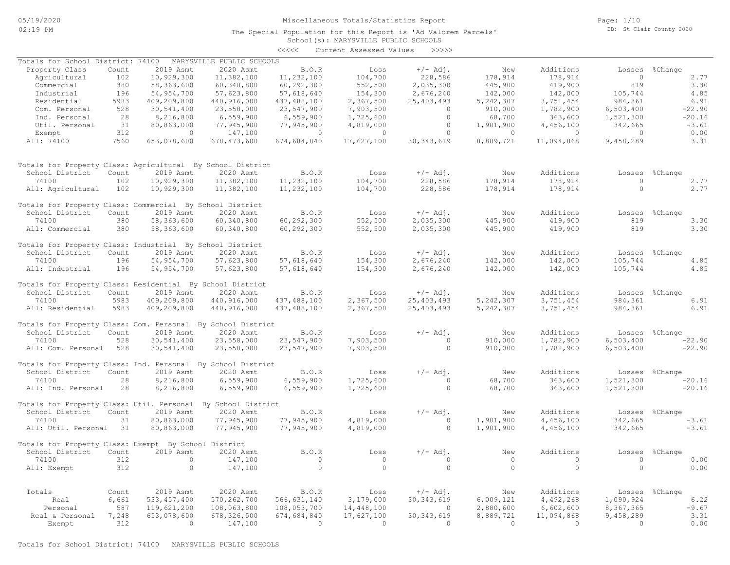Miscellaneous Totals/Statistics Report

The Special Population for this Report is 'Ad Valorem Parcels'
School(s): MARYSVILLE PUBLIC SCHOOLS
<<<<< Current Assessed Values >>>>>

Totals for School District: 74100 MARYSVILLE PUBLIC SCHOOLS

| Property Class | Count | 2019 Asmt | 2020 Asmt | B.O.R | Loss | +/- Adj. | New | Additions | Losses | %Change |
|---|---|---|---|---|---|---|---|---|---|---|
| Agricultural | 102 | 10,929,300 | 11,382,100 | 11,232,100 | 104,700 | 228,586 | 178,914 | 178,914 | 0 | 2.77 |
| Commercial | 380 | 58,363,600 | 60,340,800 | 60,292,300 | 552,500 | 2,035,300 | 445,900 | 419,900 | 819 | 3.30 |
| Industrial | 196 | 54,954,700 | 57,623,800 | 57,618,640 | 154,300 | 2,676,240 | 142,000 | 142,000 | 105,744 | 4.85 |
| Residential | 5983 | 409,209,800 | 440,916,000 | 437,488,100 | 2,367,500 | 25,403,493 | 5,242,307 | 3,751,454 | 984,361 | 6.91 |
| Com. Personal | 528 | 30,541,400 | 23,558,000 | 23,547,900 | 7,903,500 | 0 | 910,000 | 1,782,900 | 6,503,400 | -22.90 |
| Ind. Personal | 28 | 8,216,800 | 6,559,900 | 6,559,900 | 1,725,600 | 0 | 68,700 | 363,600 | 1,521,300 | -20.16 |
| Util. Personal | 31 | 80,863,000 | 77,945,900 | 77,945,900 | 4,819,000 | 0 | 1,901,900 | 4,456,100 | 342,665 | -3.61 |
| Exempt | 312 | 0 | 147,100 | 0 | 0 | 0 | 0 | 0 | 0 | 0.00 |
| All: 74100 | 7560 | 653,078,600 | 678,473,600 | 674,684,840 | 17,627,100 | 30,343,619 | 8,889,721 | 11,094,868 | 9,458,289 | 3.31 |

Totals for Property Class: Agricultural By School District

| School District | Count | 2019 Asmt | 2020 Asmt | B.O.R | Loss | +/- Adj. | New | Additions | Losses | %Change |
|---|---|---|---|---|---|---|---|---|---|---|
| 74100 | 102 | 10,929,300 | 11,382,100 | 11,232,100 | 104,700 | 228,586 | 178,914 | 178,914 | 0 | 2.77 |
| All: Agricultural | 102 | 10,929,300 | 11,382,100 | 11,232,100 | 104,700 | 228,586 | 178,914 | 178,914 | 0 | 2.77 |

Totals for Property Class: Commercial By School District

| School District | Count | 2019 Asmt | 2020 Asmt | B.O.R | Loss | +/- Adj. | New | Additions | Losses | %Change |
|---|---|---|---|---|---|---|---|---|---|---|
| 74100 | 380 | 58,363,600 | 60,340,800 | 60,292,300 | 552,500 | 2,035,300 | 445,900 | 419,900 | 819 | 3.30 |
| All: Commercial | 380 | 58,363,600 | 60,340,800 | 60,292,300 | 552,500 | 2,035,300 | 445,900 | 419,900 | 819 | 3.30 |

Totals for Property Class: Industrial By School District

| School District | Count | 2019 Asmt | 2020 Asmt | B.O.R | Loss | +/- Adj. | New | Additions | Losses | %Change |
|---|---|---|---|---|---|---|---|---|---|---|
| 74100 | 196 | 54,954,700 | 57,623,800 | 57,618,640 | 154,300 | 2,676,240 | 142,000 | 142,000 | 105,744 | 4.85 |
| All: Industrial | 196 | 54,954,700 | 57,623,800 | 57,618,640 | 154,300 | 2,676,240 | 142,000 | 142,000 | 105,744 | 4.85 |

Totals for Property Class: Residential By School District

| School District | Count | 2019 Asmt | 2020 Asmt | B.O.R | Loss | +/- Adj. | New | Additions | Losses | %Change |
|---|---|---|---|---|---|---|---|---|---|---|
| 74100 | 5983 | 409,209,800 | 440,916,000 | 437,488,100 | 2,367,500 | 25,403,493 | 5,242,307 | 3,751,454 | 984,361 | 6.91 |
| All: Residential | 5983 | 409,209,800 | 440,916,000 | 437,488,100 | 2,367,500 | 25,403,493 | 5,242,307 | 3,751,454 | 984,361 | 6.91 |

Totals for Property Class: Com. Personal By School District

| School District | Count | 2019 Asmt | 2020 Asmt | B.O.R | Loss | +/- Adj. | New | Additions | Losses | %Change |
|---|---|---|---|---|---|---|---|---|---|---|
| 74100 | 528 | 30,541,400 | 23,558,000 | 23,547,900 | 7,903,500 | 0 | 910,000 | 1,782,900 | 6,503,400 | -22.90 |
| All: Com. Personal | 528 | 30,541,400 | 23,558,000 | 23,547,900 | 7,903,500 | 0 | 910,000 | 1,782,900 | 6,503,400 | -22.90 |

Totals for Property Class: Ind. Personal By School District

| School District | Count | 2019 Asmt | 2020 Asmt | B.O.R | Loss | +/- Adj. | New | Additions | Losses | %Change |
|---|---|---|---|---|---|---|---|---|---|---|
| 74100 | 28 | 8,216,800 | 6,559,900 | 6,559,900 | 1,725,600 | 0 | 68,700 | 363,600 | 1,521,300 | -20.16 |
| All: Ind. Personal | 28 | 8,216,800 | 6,559,900 | 6,559,900 | 1,725,600 | 0 | 68,700 | 363,600 | 1,521,300 | -20.16 |

Totals for Property Class: Util. Personal By School District

| School District | Count | 2019 Asmt | 2020 Asmt | B.O.R | Loss | +/- Adj. | New | Additions | Losses | %Change |
|---|---|---|---|---|---|---|---|---|---|---|
| 74100 | 31 | 80,863,000 | 77,945,900 | 77,945,900 | 4,819,000 | 0 | 1,901,900 | 4,456,100 | 342,665 | -3.61 |
| All: Util. Personal | 31 | 80,863,000 | 77,945,900 | 77,945,900 | 4,819,000 | 0 | 1,901,900 | 4,456,100 | 342,665 | -3.61 |

Totals for Property Class: Exempt By School District

| School District | Count | 2019 Asmt | 2020 Asmt | B.O.R | Loss | +/- Adj. | New | Additions | Losses | %Change |
|---|---|---|---|---|---|---|---|---|---|---|
| 74100 | 312 | 0 | 147,100 | 0 | 0 | 0 | 0 | 0 | 0 | 0.00 |
| All: Exempt | 312 | 0 | 147,100 | 0 | 0 | 0 | 0 | 0 | 0 | 0.00 |

| Totals | Count | 2019 Asmt | 2020 Asmt | B.O.R | Loss | +/- Adj. | New | Additions | Losses | %Change |
|---|---|---|---|---|---|---|---|---|---|---|
| Real | 6,661 | 533,457,400 | 570,262,700 | 566,631,140 | 3,179,000 | 30,343,619 | 6,009,121 | 4,492,268 | 1,090,924 | 6.22 |
| Personal | 587 | 119,621,200 | 108,063,800 | 108,053,700 | 14,448,100 | 0 | 2,880,600 | 6,602,600 | 8,367,365 | -9.67 |
| Real & Personal | 7,248 | 653,078,600 | 678,326,500 | 674,684,840 | 17,627,100 | 30,343,619 | 8,889,721 | 11,094,868 | 9,458,289 | 3.31 |
| Exempt | 312 | 0 | 147,100 | 0 | 0 | 0 | 0 | 0 | 0 | 0.00 |

Totals for School District: 74100 MARYSVILLE PUBLIC SCHOOLS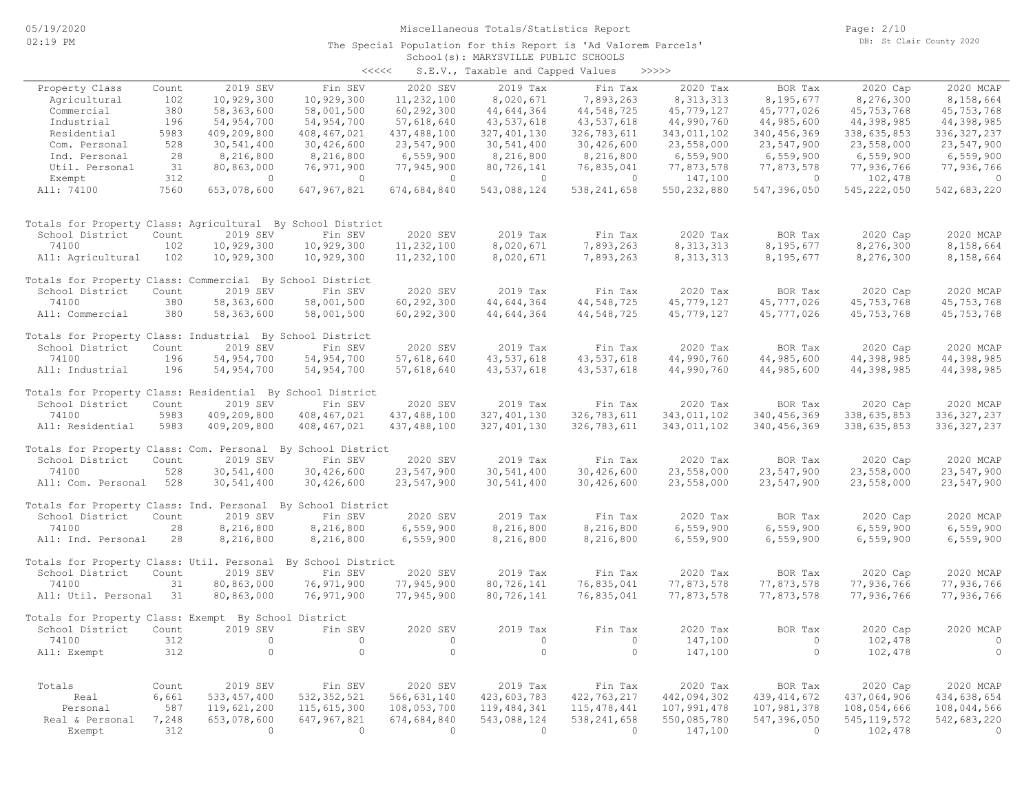# Miscellaneous Totals/Statistics Report

The Special Population for this Report is 'Ad Valorem Parcels'

School(s): MARYSVILLE PUBLIC SCHOOLS

<<<<< S.E.V., Taxable and Capped Values >>>>>

| Property Class | Count | 2019 SEV | Fin SEV | 2020 SEV | 2019 Tax | Fin Tax | 2020 Tax | BOR Tax | 2020 Cap | 2020 MCAP |
|---|---|---|---|---|---|---|---|---|---|---|
| Agricultural | 102 | 10,929,300 | 10,929,300 | 11,232,100 | 8,020,671 | 7,893,263 | 8,313,313 | 8,195,677 | 8,276,300 | 8,158,664 |
| Commercial | 380 | 58,363,600 | 58,001,500 | 60,292,300 | 44,644,364 | 44,548,725 | 45,779,127 | 45,777,026 | 45,753,768 | 45,753,768 |
| Industrial | 196 | 54,954,700 | 54,954,700 | 57,618,640 | 43,537,618 | 43,537,618 | 44,990,760 | 44,985,600 | 44,398,985 | 44,398,985 |
| Residential | 5983 | 409,209,800 | 408,467,021 | 437,488,100 | 327,401,130 | 326,783,611 | 343,011,102 | 340,456,369 | 338,635,853 | 336,327,237 |
| Com. Personal | 528 | 30,541,400 | 30,426,600 | 23,547,900 | 30,541,400 | 30,426,600 | 23,558,000 | 23,547,900 | 23,558,000 | 23,547,900 |
| Ind. Personal | 28 | 8,216,800 | 8,216,800 | 6,559,900 | 8,216,800 | 8,216,800 | 6,559,900 | 6,559,900 | 6,559,900 | 6,559,900 |
| Util. Personal | 31 | 80,863,000 | 76,971,900 | 77,945,900 | 80,726,141 | 76,835,041 | 77,873,578 | 77,873,578 | 77,936,766 | 77,936,766 |
| Exempt | 312 | 0 | 0 | 0 | 0 | 0 | 147,100 | 0 | 102,478 | 0 |
| All: 74100 | 7560 | 653,078,600 | 647,967,821 | 674,684,840 | 543,088,124 | 538,241,658 | 550,232,880 | 547,396,050 | 545,222,050 | 542,683,220 |

Totals for Property Class: Agricultural By School District

| School District | Count | 2019 SEV | Fin SEV | 2020 SEV | 2019 Tax | Fin Tax | 2020 Tax | BOR Tax | 2020 Cap | 2020 MCAP |
|---|---|---|---|---|---|---|---|---|---|---|
| 74100 | 102 | 10,929,300 | 10,929,300 | 11,232,100 | 8,020,671 | 7,893,263 | 8,313,313 | 8,195,677 | 8,276,300 | 8,158,664 |
| All: Agricultural | 102 | 10,929,300 | 10,929,300 | 11,232,100 | 8,020,671 | 7,893,263 | 8,313,313 | 8,195,677 | 8,276,300 | 8,158,664 |

Totals for Property Class: Commercial By School District

| School District | Count | 2019 SEV | Fin SEV | 2020 SEV | 2019 Tax | Fin Tax | 2020 Tax | BOR Tax | 2020 Cap | 2020 MCAP |
|---|---|---|---|---|---|---|---|---|---|---|
| 74100 | 380 | 58,363,600 | 58,001,500 | 60,292,300 | 44,644,364 | 44,548,725 | 45,779,127 | 45,777,026 | 45,753,768 | 45,753,768 |
| All: Commercial | 380 | 58,363,600 | 58,001,500 | 60,292,300 | 44,644,364 | 44,548,725 | 45,779,127 | 45,777,026 | 45,753,768 | 45,753,768 |

Totals for Property Class: Industrial By School District

| School District | Count | 2019 SEV | Fin SEV | 2020 SEV | 2019 Tax | Fin Tax | 2020 Tax | BOR Tax | 2020 Cap | 2020 MCAP |
|---|---|---|---|---|---|---|---|---|---|---|
| 74100 | 196 | 54,954,700 | 54,954,700 | 57,618,640 | 43,537,618 | 43,537,618 | 44,990,760 | 44,985,600 | 44,398,985 | 44,398,985 |
| All: Industrial | 196 | 54,954,700 | 54,954,700 | 57,618,640 | 43,537,618 | 43,537,618 | 44,990,760 | 44,985,600 | 44,398,985 | 44,398,985 |

Totals for Property Class: Residential By School District

| School District | Count | 2019 SEV | Fin SEV | 2020 SEV | 2019 Tax | Fin Tax | 2020 Tax | BOR Tax | 2020 Cap | 2020 MCAP |
|---|---|---|---|---|---|---|---|---|---|---|
| 74100 | 5983 | 409,209,800 | 408,467,021 | 437,488,100 | 327,401,130 | 326,783,611 | 343,011,102 | 340,456,369 | 338,635,853 | 336,327,237 |
| All: Residential | 5983 | 409,209,800 | 408,467,021 | 437,488,100 | 327,401,130 | 326,783,611 | 343,011,102 | 340,456,369 | 338,635,853 | 336,327,237 |

Totals for Property Class: Com. Personal By School District

| School District | Count | 2019 SEV | Fin SEV | 2020 SEV | 2019 Tax | Fin Tax | 2020 Tax | BOR Tax | 2020 Cap | 2020 MCAP |
|---|---|---|---|---|---|---|---|---|---|---|
| 74100 | 528 | 30,541,400 | 30,426,600 | 23,547,900 | 30,541,400 | 30,426,600 | 23,558,000 | 23,547,900 | 23,558,000 | 23,547,900 |
| All: Com. Personal | 528 | 30,541,400 | 30,426,600 | 23,547,900 | 30,541,400 | 30,426,600 | 23,558,000 | 23,547,900 | 23,558,000 | 23,547,900 |

Totals for Property Class: Ind. Personal By School District

| School District | Count | 2019 SEV | Fin SEV | 2020 SEV | 2019 Tax | Fin Tax | 2020 Tax | BOR Tax | 2020 Cap | 2020 MCAP |
|---|---|---|---|---|---|---|---|---|---|---|
| 74100 | 28 | 8,216,800 | 8,216,800 | 6,559,900 | 8,216,800 | 8,216,800 | 6,559,900 | 6,559,900 | 6,559,900 | 6,559,900 |
| All: Ind. Personal | 28 | 8,216,800 | 8,216,800 | 6,559,900 | 8,216,800 | 8,216,800 | 6,559,900 | 6,559,900 | 6,559,900 | 6,559,900 |

Totals for Property Class: Util. Personal By School District

| School District | Count | 2019 SEV | Fin SEV | 2020 SEV | 2019 Tax | Fin Tax | 2020 Tax | BOR Tax | 2020 Cap | 2020 MCAP |
|---|---|---|---|---|---|---|---|---|---|---|
| 74100 | 31 | 80,863,000 | 76,971,900 | 77,945,900 | 80,726,141 | 76,835,041 | 77,873,578 | 77,873,578 | 77,936,766 | 77,936,766 |
| All: Util. Personal | 31 | 80,863,000 | 76,971,900 | 77,945,900 | 80,726,141 | 76,835,041 | 77,873,578 | 77,873,578 | 77,936,766 | 77,936,766 |

Totals for Property Class: Exempt By School District

| School District | Count | 2019 SEV | Fin SEV | 2020 SEV | 2019 Tax | Fin Tax | 2020 Tax | BOR Tax | 2020 Cap | 2020 MCAP |
|---|---|---|---|---|---|---|---|---|---|---|
| 74100 | 312 | 0 | 0 | 0 | 0 | 0 | 147,100 | 0 | 102,478 | 0 |
| All: Exempt | 312 | 0 | 0 | 0 | 0 | 0 | 147,100 | 0 | 102,478 | 0 |

| Totals | Count | 2019 SEV | Fin SEV | 2020 SEV | 2019 Tax | Fin Tax | 2020 Tax | BOR Tax | 2020 Cap | 2020 MCAP |
|---|---|---|---|---|---|---|---|---|---|---|
| Real | 6,661 | 533,457,400 | 532,352,521 | 566,631,140 | 423,603,783 | 422,763,217 | 442,094,302 | 439,414,672 | 437,064,906 | 434,638,654 |
| Personal | 587 | 119,621,200 | 115,615,300 | 108,053,700 | 119,484,341 | 115,478,441 | 107,991,478 | 107,981,378 | 108,054,666 | 108,044,566 |
| Real & Personal | 7,248 | 653,078,600 | 647,967,821 | 674,684,840 | 543,088,124 | 538,241,658 | 550,085,780 | 547,396,050 | 545,119,572 | 542,683,220 |
| Exempt | 312 | 0 | 0 | 0 | 0 | 0 | 147,100 | 0 | 102,478 | 0 |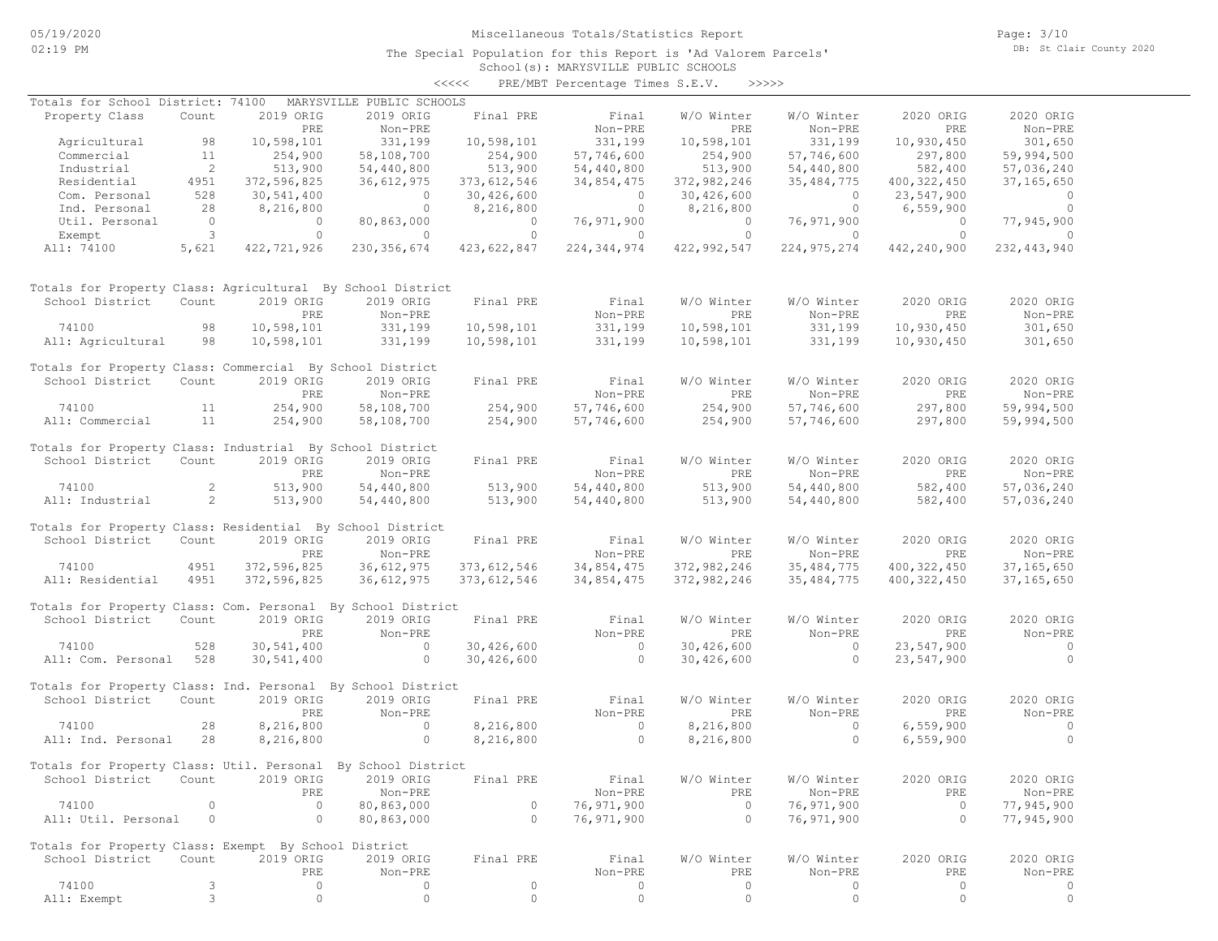# Miscellaneous Totals/Statistics Report

The Special Population for this Report is 'Ad Valorem Parcels'
School(s): MARYSVILLE PUBLIC SCHOOLS

<<<<< PRE/MBT Percentage Times S.E.V. >>>>>

## Totals for School District: 74100 MARYSVILLE PUBLIC SCHOOLS

| Property Class | Count | 2019 ORIG PRE | 2019 ORIG Non-PRE | Final PRE | Final Non-PRE | W/O Winter PRE | W/O Winter Non-PRE | 2020 ORIG PRE | 2020 ORIG Non-PRE |
|---|---|---|---|---|---|---|---|---|---|
| Agricultural | 98 | 10,598,101 | 331,199 | 10,598,101 | 331,199 | 10,598,101 | 331,199 | 10,930,450 | 301,650 |
| Commercial | 11 | 254,900 | 58,108,700 | 254,900 | 57,746,600 | 254,900 | 57,746,600 | 297,800 | 59,994,500 |
| Industrial | 2 | 513,900 | 54,440,800 | 513,900 | 54,440,800 | 513,900 | 54,440,800 | 582,400 | 57,036,240 |
| Residential | 4951 | 372,596,825 | 36,612,975 | 373,612,546 | 34,854,475 | 372,982,246 | 35,484,775 | 400,322,450 | 37,165,650 |
| Com. Personal | 528 | 30,541,400 | 0 | 30,426,600 | 0 | 30,426,600 | 0 | 23,547,900 | 0 |
| Ind. Personal | 28 | 8,216,800 | 0 | 8,216,800 | 0 | 8,216,800 | 0 | 6,559,900 | 0 |
| Util. Personal | 0 | 0 | 80,863,000 | 0 | 76,971,900 | 0 | 76,971,900 | 0 | 77,945,900 |
| Exempt | 3 | 0 | 0 | 0 | 0 | 0 | 0 | 0 | 0 |
| All: 74100 | 5,621 | 422,721,926 | 230,356,674 | 423,622,847 | 224,344,974 | 422,992,547 | 224,975,274 | 442,240,900 | 232,443,940 |

## Totals for Property Class: Agricultural By School District

| School District | Count | 2019 ORIG PRE | 2019 ORIG Non-PRE | Final PRE | Final Non-PRE | W/O Winter PRE | W/O Winter Non-PRE | 2020 ORIG PRE | 2020 ORIG Non-PRE |
|---|---|---|---|---|---|---|---|---|---|
| 74100 | 98 | 10,598,101 | 331,199 | 10,598,101 | 331,199 | 10,598,101 | 331,199 | 10,930,450 | 301,650 |
| All: Agricultural | 98 | 10,598,101 | 331,199 | 10,598,101 | 331,199 | 10,598,101 | 331,199 | 10,930,450 | 301,650 |

## Totals for Property Class: Commercial By School District

| School District | Count | 2019 ORIG PRE | 2019 ORIG Non-PRE | Final PRE | Final Non-PRE | W/O Winter PRE | W/O Winter Non-PRE | 2020 ORIG PRE | 2020 ORIG Non-PRE |
|---|---|---|---|---|---|---|---|---|---|
| 74100 | 11 | 254,900 | 58,108,700 | 254,900 | 57,746,600 | 254,900 | 57,746,600 | 297,800 | 59,994,500 |
| All: Commercial | 11 | 254,900 | 58,108,700 | 254,900 | 57,746,600 | 254,900 | 57,746,600 | 297,800 | 59,994,500 |

## Totals for Property Class: Industrial By School District

| School District | Count | 2019 ORIG PRE | 2019 ORIG Non-PRE | Final PRE | Final Non-PRE | W/O Winter PRE | W/O Winter Non-PRE | 2020 ORIG PRE | 2020 ORIG Non-PRE |
|---|---|---|---|---|---|---|---|---|---|
| 74100 | 2 | 513,900 | 54,440,800 | 513,900 | 54,440,800 | 513,900 | 54,440,800 | 582,400 | 57,036,240 |
| All: Industrial | 2 | 513,900 | 54,440,800 | 513,900 | 54,440,800 | 513,900 | 54,440,800 | 582,400 | 57,036,240 |

## Totals for Property Class: Residential By School District

| School District | Count | 2019 ORIG PRE | 2019 ORIG Non-PRE | Final PRE | Final Non-PRE | W/O Winter PRE | W/O Winter Non-PRE | 2020 ORIG PRE | 2020 ORIG Non-PRE |
|---|---|---|---|---|---|---|---|---|---|
| 74100 | 4951 | 372,596,825 | 36,612,975 | 373,612,546 | 34,854,475 | 372,982,246 | 35,484,775 | 400,322,450 | 37,165,650 |
| All: Residential | 4951 | 372,596,825 | 36,612,975 | 373,612,546 | 34,854,475 | 372,982,246 | 35,484,775 | 400,322,450 | 37,165,650 |

## Totals for Property Class: Com. Personal By School District

| School District | Count | 2019 ORIG PRE | 2019 ORIG Non-PRE | Final PRE | Final Non-PRE | W/O Winter PRE | W/O Winter Non-PRE | 2020 ORIG PRE | 2020 ORIG Non-PRE |
|---|---|---|---|---|---|---|---|---|---|
| 74100 | 528 | 30,541,400 | 0 | 30,426,600 | 0 | 30,426,600 | 0 | 23,547,900 | 0 |
| All: Com. Personal | 528 | 30,541,400 | 0 | 30,426,600 | 0 | 30,426,600 | 0 | 23,547,900 | 0 |

## Totals for Property Class: Ind. Personal By School District

| School District | Count | 2019 ORIG PRE | 2019 ORIG Non-PRE | Final PRE | Final Non-PRE | W/O Winter PRE | W/O Winter Non-PRE | 2020 ORIG PRE | 2020 ORIG Non-PRE |
|---|---|---|---|---|---|---|---|---|---|
| 74100 | 28 | 8,216,800 | 0 | 8,216,800 | 0 | 8,216,800 | 0 | 6,559,900 | 0 |
| All: Ind. Personal | 28 | 8,216,800 | 0 | 8,216,800 | 0 | 8,216,800 | 0 | 6,559,900 | 0 |

## Totals for Property Class: Util. Personal By School District

| School District | Count | 2019 ORIG PRE | 2019 ORIG Non-PRE | Final PRE | Final Non-PRE | W/O Winter PRE | W/O Winter Non-PRE | 2020 ORIG PRE | 2020 ORIG Non-PRE |
|---|---|---|---|---|---|---|---|---|---|
| 74100 | 0 | 0 | 80,863,000 | 0 | 76,971,900 | 0 | 76,971,900 | 0 | 77,945,900 |
| All: Util. Personal | 0 | 0 | 80,863,000 | 0 | 76,971,900 | 0 | 76,971,900 | 0 | 77,945,900 |

## Totals for Property Class: Exempt By School District

| School District | Count | 2019 ORIG PRE | 2019 ORIG Non-PRE | Final PRE | Final Non-PRE | W/O Winter PRE | W/O Winter Non-PRE | 2020 ORIG PRE | 2020 ORIG Non-PRE |
|---|---|---|---|---|---|---|---|---|---|
| 74100 | 3 | 0 | 0 | 0 | 0 | 0 | 0 | 0 | 0 |
| All: Exempt | 3 | 0 | 0 | 0 | 0 | 0 | 0 | 0 | 0 |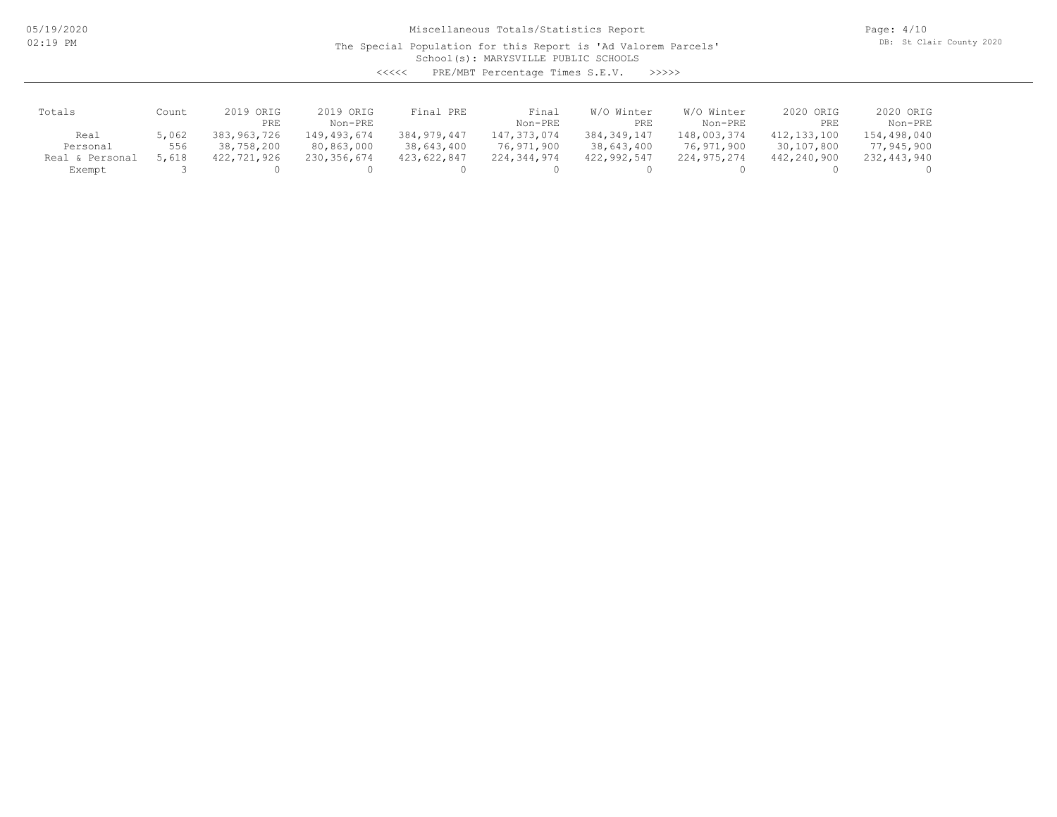# Miscellaneous Totals/Statistics Report

The Special Population for this Report is 'Ad Valorem Parcels'

School(s): MARYSVILLE PUBLIC SCHOOLS

<<<<< PRE/MBT Percentage Times S.E.V. >>>>>

| Totals | Count | 2019 ORIG PRE | 2019 ORIG Non-PRE | Final PRE | Final Non-PRE | W/O Winter PRE | W/O Winter Non-PRE | 2020 ORIG PRE | 2020 ORIG Non-PRE |
|---|---|---|---|---|---|---|---|---|---|
| Real | 5,062 | 383,963,726 | 149,493,674 | 384,979,447 | 147,373,074 | 384,349,147 | 148,003,374 | 412,133,100 | 154,498,040 |
| Personal | 556 | 38,758,200 | 80,863,000 | 38,643,400 | 76,971,900 | 38,643,400 | 76,971,900 | 30,107,800 | 77,945,900 |
| Real & Personal | 5,618 | 422,721,926 | 230,356,674 | 423,622,847 | 224,344,974 | 422,992,547 | 224,975,274 | 442,240,900 | 232,443,940 |
| Exempt | 3 | 0 | 0 | 0 | 0 | 0 | 0 | 0 | 0 |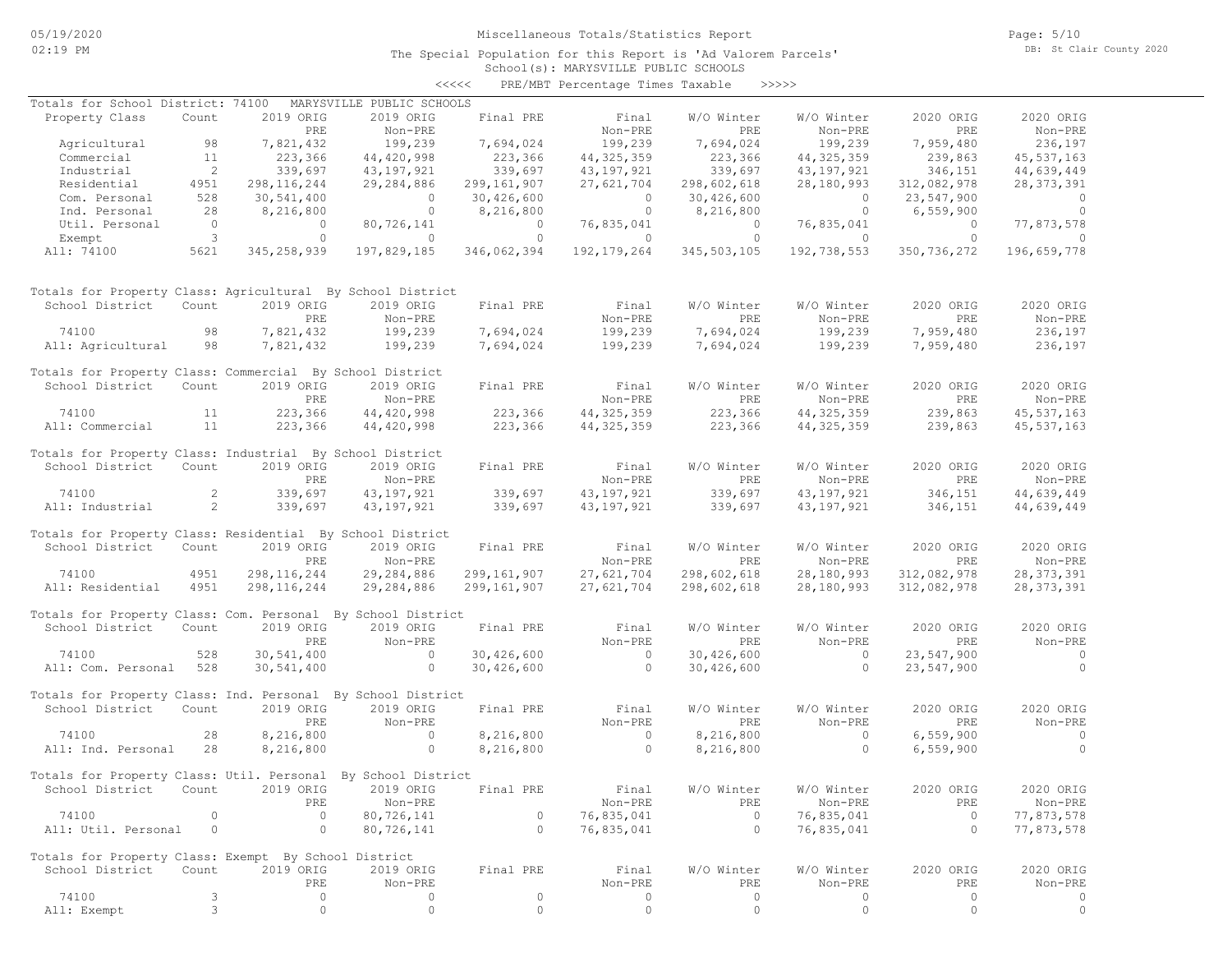# Miscellaneous Totals/Statistics Report

The Special Population for this Report is 'Ad Valorem Parcels'

School(s): MARYSVILLE PUBLIC SCHOOLS

<<<<< PRE/MBT Percentage Times Taxable >>>>>

## Totals for School District: 74100 MARYSVILLE PUBLIC SCHOOLS

| Property Class | Count | 2019 ORIG PRE | 2019 ORIG Non-PRE | Final PRE | Final Non-PRE | W/O Winter PRE | W/O Winter Non-PRE | 2020 ORIG PRE | 2020 ORIG Non-PRE |
|---|---|---|---|---|---|---|---|---|---|
| Agricultural | 98 | 7,821,432 | 199,239 | 7,694,024 | 199,239 | 7,694,024 | 199,239 | 7,959,480 | 236,197 |
| Commercial | 11 | 223,366 | 44,420,998 | 223,366 | 44,325,359 | 223,366 | 44,325,359 | 239,863 | 45,537,163 |
| Industrial | 2 | 339,697 | 43,197,921 | 339,697 | 43,197,921 | 339,697 | 43,197,921 | 346,151 | 44,639,449 |
| Residential | 4951 | 298,116,244 | 29,284,886 | 299,161,907 | 27,621,704 | 298,602,618 | 28,180,993 | 312,082,978 | 28,373,391 |
| Com. Personal | 528 | 30,541,400 | 0 | 30,426,600 | 0 | 30,426,600 | 0 | 23,547,900 | 0 |
| Ind. Personal | 28 | 8,216,800 | 0 | 8,216,800 | 0 | 8,216,800 | 0 | 6,559,900 | 0 |
| Util. Personal | 0 | 0 | 80,726,141 | 0 | 76,835,041 | 0 | 76,835,041 | 0 | 77,873,578 |
| Exempt | 3 | 0 | 0 | 0 | 0 | 0 | 0 | 0 | 0 |
| All: 74100 | 5621 | 345,258,939 | 197,829,185 | 346,062,394 | 192,179,264 | 345,503,105 | 192,738,553 | 350,736,272 | 196,659,778 |

## Totals for Property Class: Agricultural By School District

| School District | Count | 2019 ORIG PRE | 2019 ORIG Non-PRE | Final PRE | Final Non-PRE | W/O Winter PRE | W/O Winter Non-PRE | 2020 ORIG PRE | 2020 ORIG Non-PRE |
|---|---|---|---|---|---|---|---|---|---|
| 74100 | 98 | 7,821,432 | 199,239 | 7,694,024 | 199,239 | 7,694,024 | 199,239 | 7,959,480 | 236,197 |
| All: Agricultural | 98 | 7,821,432 | 199,239 | 7,694,024 | 199,239 | 7,694,024 | 199,239 | 7,959,480 | 236,197 |

## Totals for Property Class: Commercial By School District

| School District | Count | 2019 ORIG PRE | 2019 ORIG Non-PRE | Final PRE | Final Non-PRE | W/O Winter PRE | W/O Winter Non-PRE | 2020 ORIG PRE | 2020 ORIG Non-PRE |
|---|---|---|---|---|---|---|---|---|---|
| 74100 | 11 | 223,366 | 44,420,998 | 223,366 | 44,325,359 | 223,366 | 44,325,359 | 239,863 | 45,537,163 |
| All: Commercial | 11 | 223,366 | 44,420,998 | 223,366 | 44,325,359 | 223,366 | 44,325,359 | 239,863 | 45,537,163 |

## Totals for Property Class: Industrial By School District

| School District | Count | 2019 ORIG PRE | 2019 ORIG Non-PRE | Final PRE | Final Non-PRE | W/O Winter PRE | W/O Winter Non-PRE | 2020 ORIG PRE | 2020 ORIG Non-PRE |
|---|---|---|---|---|---|---|---|---|---|
| 74100 | 2 | 339,697 | 43,197,921 | 339,697 | 43,197,921 | 339,697 | 43,197,921 | 346,151 | 44,639,449 |
| All: Industrial | 2 | 339,697 | 43,197,921 | 339,697 | 43,197,921 | 339,697 | 43,197,921 | 346,151 | 44,639,449 |

## Totals for Property Class: Residential By School District

| School District | Count | 2019 ORIG PRE | 2019 ORIG Non-PRE | Final PRE | Final Non-PRE | W/O Winter PRE | W/O Winter Non-PRE | 2020 ORIG PRE | 2020 ORIG Non-PRE |
|---|---|---|---|---|---|---|---|---|---|
| 74100 | 4951 | 298,116,244 | 29,284,886 | 299,161,907 | 27,621,704 | 298,602,618 | 28,180,993 | 312,082,978 | 28,373,391 |
| All: Residential | 4951 | 298,116,244 | 29,284,886 | 299,161,907 | 27,621,704 | 298,602,618 | 28,180,993 | 312,082,978 | 28,373,391 |

## Totals for Property Class: Com. Personal By School District

| School District | Count | 2019 ORIG PRE | 2019 ORIG Non-PRE | Final PRE | Final Non-PRE | W/O Winter PRE | W/O Winter Non-PRE | 2020 ORIG PRE | 2020 ORIG Non-PRE |
|---|---|---|---|---|---|---|---|---|---|
| 74100 | 528 | 30,541,400 | 0 | 30,426,600 | 0 | 30,426,600 | 0 | 23,547,900 | 0 |
| All: Com. Personal | 528 | 30,541,400 | 0 | 30,426,600 | 0 | 30,426,600 | 0 | 23,547,900 | 0 |

## Totals for Property Class: Ind. Personal By School District

| School District | Count | 2019 ORIG PRE | 2019 ORIG Non-PRE | Final PRE | Final Non-PRE | W/O Winter PRE | W/O Winter Non-PRE | 2020 ORIG PRE | 2020 ORIG Non-PRE |
|---|---|---|---|---|---|---|---|---|---|
| 74100 | 28 | 8,216,800 | 0 | 8,216,800 | 0 | 8,216,800 | 0 | 6,559,900 | 0 |
| All: Ind. Personal | 28 | 8,216,800 | 0 | 8,216,800 | 0 | 8,216,800 | 0 | 6,559,900 | 0 |

## Totals for Property Class: Util. Personal By School District

| School District | Count | 2019 ORIG PRE | 2019 ORIG Non-PRE | Final PRE | Final Non-PRE | W/O Winter PRE | W/O Winter Non-PRE | 2020 ORIG PRE | 2020 ORIG Non-PRE |
|---|---|---|---|---|---|---|---|---|---|
| 74100 | 0 | 0 | 80,726,141 | 0 | 76,835,041 | 0 | 76,835,041 | 0 | 77,873,578 |
| All: Util. Personal | 0 | 0 | 80,726,141 | 0 | 76,835,041 | 0 | 76,835,041 | 0 | 77,873,578 |

## Totals for Property Class: Exempt By School District

| School District | Count | 2019 ORIG PRE | 2019 ORIG Non-PRE | Final PRE | Final Non-PRE | W/O Winter PRE | W/O Winter Non-PRE | 2020 ORIG PRE | 2020 ORIG Non-PRE |
|---|---|---|---|---|---|---|---|---|---|
| 74100 | 3 | 0 | 0 | 0 | 0 | 0 | 0 | 0 | 0 |
| All: Exempt | 3 | 0 | 0 | 0 | 0 | 0 | 0 | 0 | 0 |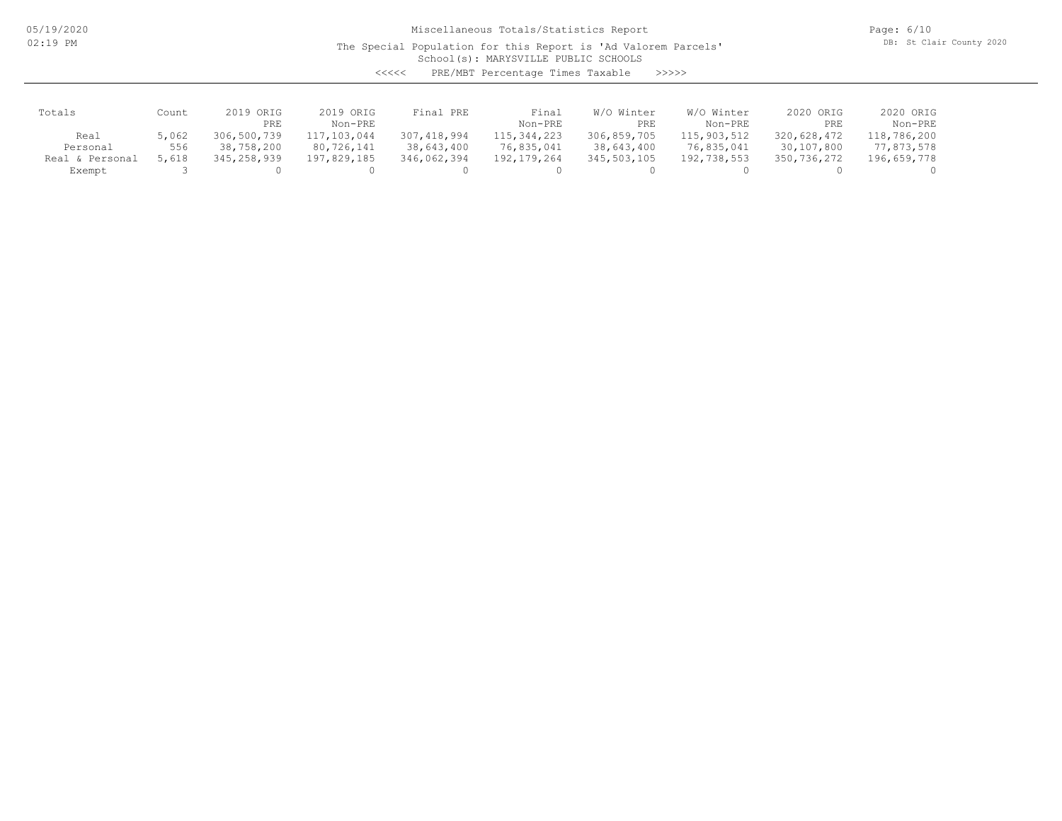Miscellaneous Totals/Statistics Report

The Special Population for this Report is 'Ad Valorem Parcels'

School(s): MARYSVILLE PUBLIC SCHOOLS

<<<<< PRE/MBT Percentage Times Taxable >>>>>

| Totals | Count | 2019 ORIG PRE | 2019 ORIG Non-PRE | Final PRE | Final Non-PRE | W/O Winter PRE | W/O Winter Non-PRE | 2020 ORIG PRE | 2020 ORIG Non-PRE |
|---|---|---|---|---|---|---|---|---|---|
| Real | 5,062 | 306,500,739 | 117,103,044 | 307,418,994 | 115,344,223 | 306,859,705 | 115,903,512 | 320,628,472 | 118,786,200 |
| Personal | 556 | 38,758,200 | 80,726,141 | 38,643,400 | 76,835,041 | 38,643,400 | 76,835,041 | 30,107,800 | 77,873,578 |
| Real & Personal | 5,618 | 345,258,939 | 197,829,185 | 346,062,394 | 192,179,264 | 345,503,105 | 192,738,553 | 350,736,272 | 196,659,778 |
| Exempt | 3 | 0 | 0 | 0 | 0 | 0 | 0 | 0 | 0 |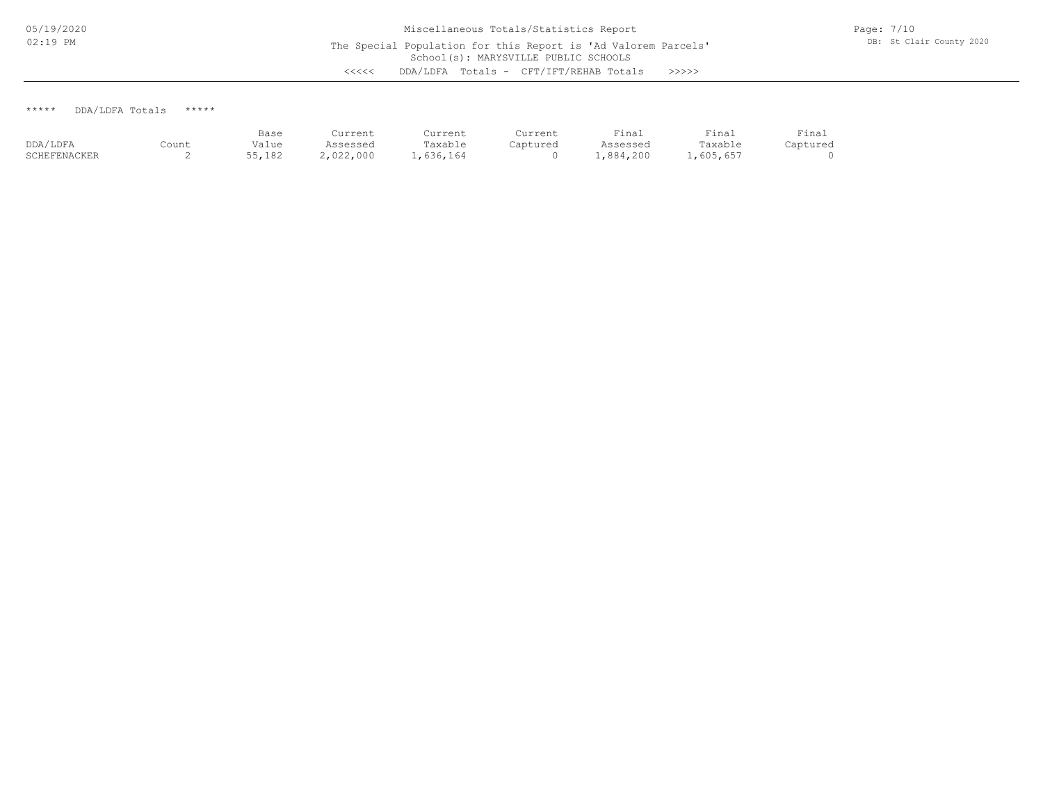Miscellaneous Totals/Statistics Report

The Special Population for this Report is 'Ad Valorem Parcels'

School(s): MARYSVILLE PUBLIC SCHOOLS

<<<<< DDA/LDFA Totals - CFT/IFT/REHAB Totals >>>>>

***** DDA/LDFA Totals *****

| DDA/LDFA | Count | Base Value | Current Assessed | Current Taxable | Current Captured | Final Assessed | Final Taxable | Final Captured |
|---|---|---|---|---|---|---|---|---|
| SCHEFENACKER | 2 | 55,182 | 2,022,000 | 1,636,164 | 0 | 1,884,200 | 1,605,657 | 0 |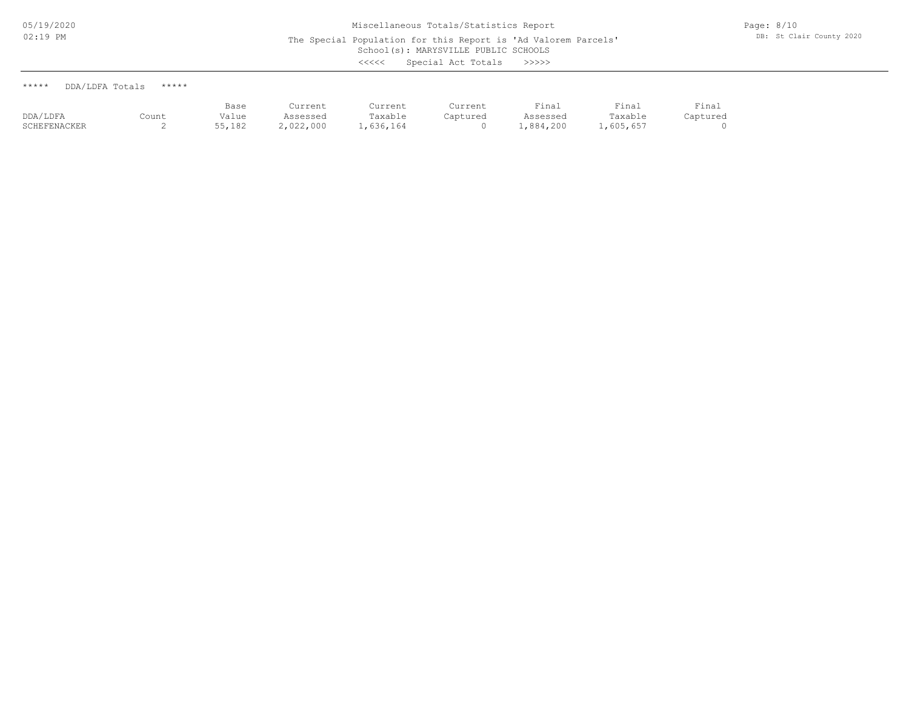Miscellaneous Totals/Statistics Report

The Special Population for this Report is 'Ad Valorem Parcels'

School(s): MARYSVILLE PUBLIC SCHOOLS

<<<<< Special Act Totals >>>>>

***** DDA/LDFA Totals *****

| DDA/LDFA | Count | Base Value | Current Assessed | Current Taxable | Current Captured | Final Assessed | Final Taxable | Final Captured |
|---|---|---|---|---|---|---|---|---|
| SCHEFENACKER | 2 | 55,182 | 2,022,000 | 1,636,164 | 0 | 1,884,200 | 1,605,657 | 0 |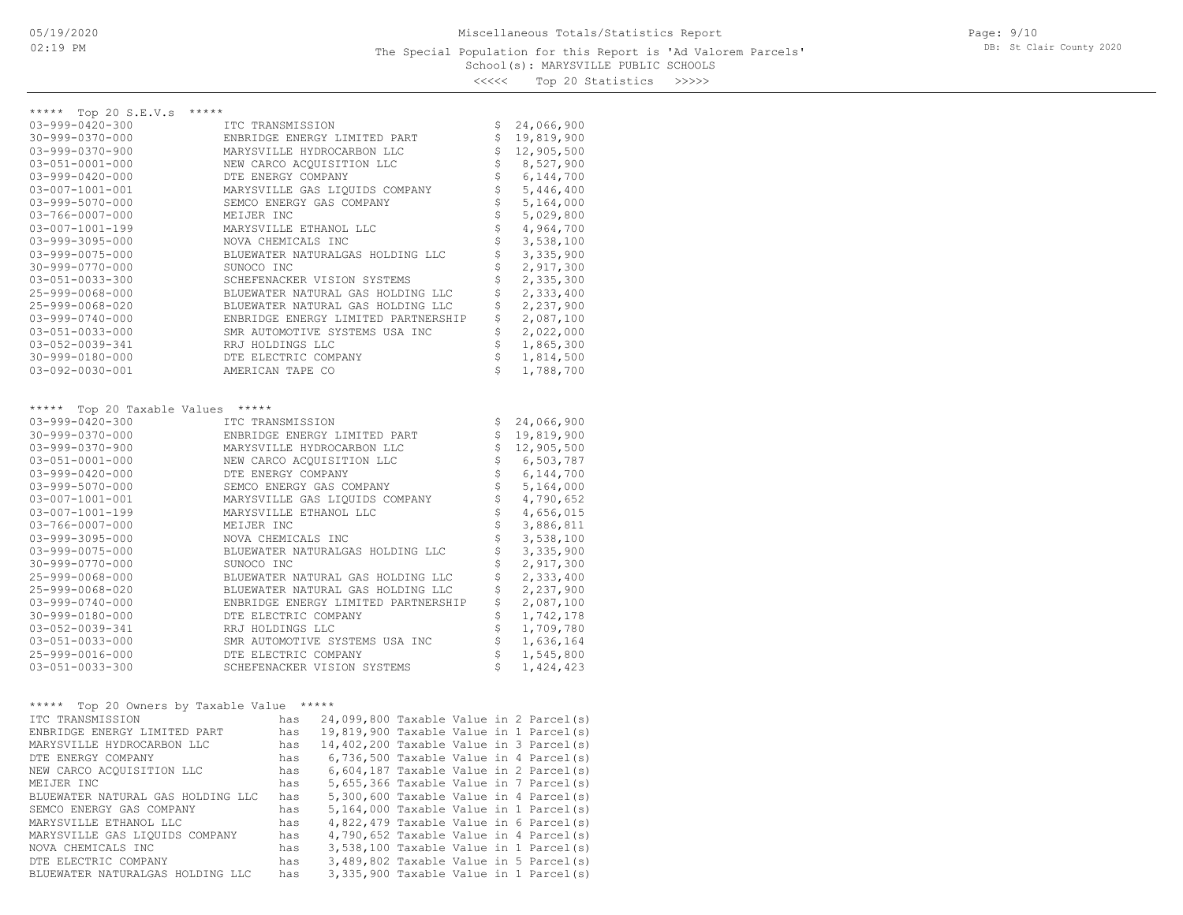Miscellaneous Totals/Statistics Report

The Special Population for this Report is 'Ad Valorem Parcels'

School(s): MARYSVILLE PUBLIC SCHOOLS

<<<<< Top 20 Statistics >>>>>

## ***** Top 20 S.E.V.s *****

| Parcel | Owner | S.E.V. |
|---|---|---|
| 03-999-0420-300 | ITC TRANSMISSION | $ 24,066,900 |
| 30-999-0370-000 | ENBRIDGE ENERGY LIMITED PART | $ 19,819,900 |
| 03-999-0370-900 | MARYSVILLE HYDROCARBON LLC | $ 12,905,500 |
| 03-051-0001-000 | NEW CARCO ACQUISITION LLC | $ 8,527,900 |
| 03-999-0420-000 | DTE ENERGY COMPANY | $ 6,144,700 |
| 03-007-1001-001 | MARYSVILLE GAS LIQUIDS COMPANY | $ 5,446,400 |
| 03-999-5070-000 | SEMCO ENERGY GAS COMPANY | $ 5,164,000 |
| 03-766-0007-000 | MEIJER INC | $ 5,029,800 |
| 03-007-1001-199 | MARYSVILLE ETHANOL LLC | $ 4,964,700 |
| 03-999-3095-000 | NOVA CHEMICALS INC | $ 3,538,100 |
| 03-999-0075-000 | BLUEWATER NATURALGAS HOLDING LLC | $ 3,335,900 |
| 30-999-0770-000 | SUNOCO INC | $ 2,917,300 |
| 03-051-0033-300 | SCHEFENACKER VISION SYSTEMS | $ 2,335,300 |
| 25-999-0068-000 | BLUEWATER NATURAL GAS HOLDING LLC | $ 2,333,400 |
| 25-999-0068-020 | BLUEWATER NATURAL GAS HOLDING LLC | $ 2,237,900 |
| 03-999-0740-000 | ENBRIDGE ENERGY LIMITED PARTNERSHIP | $ 2,087,100 |
| 03-051-0033-000 | SMR AUTOMOTIVE SYSTEMS USA INC | $ 2,022,000 |
| 03-052-0039-341 | RRJ HOLDINGS LLC | $ 1,865,300 |
| 30-999-0180-000 | DTE ELECTRIC COMPANY | $ 1,814,500 |
| 03-092-0030-001 | AMERICAN TAPE CO | $ 1,788,700 |

## ***** Top 20 Taxable Values *****

| Parcel | Owner | Taxable Value |
|---|---|---|
| 03-999-0420-300 | ITC TRANSMISSION | $ 24,066,900 |
| 30-999-0370-000 | ENBRIDGE ENERGY LIMITED PART | $ 19,819,900 |
| 03-999-0370-900 | MARYSVILLE HYDROCARBON LLC | $ 12,905,500 |
| 03-051-0001-000 | NEW CARCO ACQUISITION LLC | $ 6,503,787 |
| 03-999-0420-000 | DTE ENERGY COMPANY | $ 6,144,700 |
| 03-999-5070-000 | SEMCO ENERGY GAS COMPANY | $ 5,164,000 |
| 03-007-1001-001 | MARYSVILLE GAS LIQUIDS COMPANY | $ 4,790,652 |
| 03-007-1001-199 | MARYSVILLE ETHANOL LLC | $ 4,656,015 |
| 03-766-0007-000 | MEIJER INC | $ 3,886,811 |
| 03-999-3095-000 | NOVA CHEMICALS INC | $ 3,538,100 |
| 03-999-0075-000 | BLUEWATER NATURALGAS HOLDING LLC | $ 3,335,900 |
| 30-999-0770-000 | SUNOCO INC | $ 2,917,300 |
| 25-999-0068-000 | BLUEWATER NATURAL GAS HOLDING LLC | $ 2,333,400 |
| 25-999-0068-020 | BLUEWATER NATURAL GAS HOLDING LLC | $ 2,237,900 |
| 03-999-0740-000 | ENBRIDGE ENERGY LIMITED PARTNERSHIP | $ 2,087,100 |
| 30-999-0180-000 | DTE ELECTRIC COMPANY | $ 1,742,178 |
| 03-052-0039-341 | RRJ HOLDINGS LLC | $ 1,709,780 |
| 03-051-0033-000 | SMR AUTOMOTIVE SYSTEMS USA INC | $ 1,636,164 |
| 25-999-0016-000 | DTE ELECTRIC COMPANY | $ 1,545,800 |
| 03-051-0033-300 | SCHEFENACKER VISION SYSTEMS | $ 1,424,423 |

## ***** Top 20 Owners by Taxable Value *****

| Owner | | Taxable Value | |
|---|---|---|---|
| ITC TRANSMISSION | has | 24,099,800 | Taxable Value in 2 Parcel(s) |
| ENBRIDGE ENERGY LIMITED PART | has | 19,819,900 | Taxable Value in 1 Parcel(s) |
| MARYSVILLE HYDROCARBON LLC | has | 14,402,200 | Taxable Value in 3 Parcel(s) |
| DTE ENERGY COMPANY | has | 6,736,500 | Taxable Value in 4 Parcel(s) |
| NEW CARCO ACQUISITION LLC | has | 6,604,187 | Taxable Value in 2 Parcel(s) |
| MEIJER INC | has | 5,655,366 | Taxable Value in 7 Parcel(s) |
| BLUEWATER NATURAL GAS HOLDING LLC | has | 5,300,600 | Taxable Value in 4 Parcel(s) |
| SEMCO ENERGY GAS COMPANY | has | 5,164,000 | Taxable Value in 1 Parcel(s) |
| MARYSVILLE ETHANOL LLC | has | 4,822,479 | Taxable Value in 6 Parcel(s) |
| MARYSVILLE GAS LIQUIDS COMPANY | has | 4,790,652 | Taxable Value in 4 Parcel(s) |
| NOVA CHEMICALS INC | has | 3,538,100 | Taxable Value in 1 Parcel(s) |
| DTE ELECTRIC COMPANY | has | 3,489,802 | Taxable Value in 5 Parcel(s) |
| BLUEWATER NATURALGAS HOLDING LLC | has | 3,335,900 | Taxable Value in 1 Parcel(s) |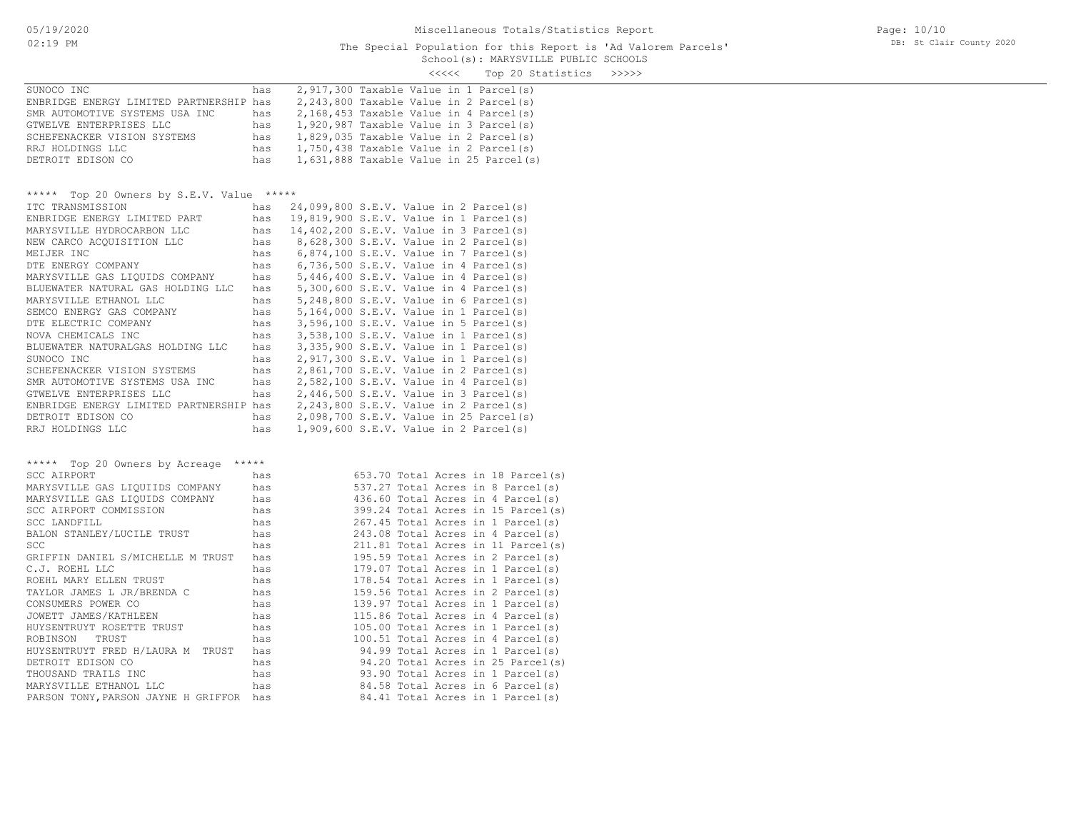Miscellaneous Totals/Statistics Report

The Special Population for this Report is 'Ad Valorem Parcels'

School(s): MARYSVILLE PUBLIC SCHOOLS

<<<<< Top 20 Statistics >>>>>

| | | |
|---|---|---|
| SUNOCO INC | has | 2,917,300 Taxable Value in 1 Parcel(s) |
| ENBRIDGE ENERGY LIMITED PARTNERSHIP | has | 2,243,800 Taxable Value in 2 Parcel(s) |
| SMR AUTOMOTIVE SYSTEMS USA INC | has | 2,168,453 Taxable Value in 4 Parcel(s) |
| GTWELVE ENTERPRISES LLC | has | 1,920,987 Taxable Value in 3 Parcel(s) |
| SCHEFENACKER VISION SYSTEMS | has | 1,829,035 Taxable Value in 2 Parcel(s) |
| RRJ HOLDINGS LLC | has | 1,750,438 Taxable Value in 2 Parcel(s) |
| DETROIT EDISON CO | has | 1,631,888 Taxable Value in 25 Parcel(s) |

***** Top 20 Owners by S.E.V. Value *****

| | | |
|---|---|---|
| ITC TRANSMISSION | has | 24,099,800 S.E.V. Value in 2 Parcel(s) |
| ENBRIDGE ENERGY LIMITED PART | has | 19,819,900 S.E.V. Value in 1 Parcel(s) |
| MARYSVILLE HYDROCARBON LLC | has | 14,402,200 S.E.V. Value in 3 Parcel(s) |
| NEW CARCO ACQUISITION LLC | has | 8,628,300 S.E.V. Value in 2 Parcel(s) |
| MEIJER INC | has | 6,874,100 S.E.V. Value in 7 Parcel(s) |
| DTE ENERGY COMPANY | has | 6,736,500 S.E.V. Value in 4 Parcel(s) |
| MARYSVILLE GAS LIQUIDS COMPANY | has | 5,446,400 S.E.V. Value in 4 Parcel(s) |
| BLUEWATER NATURAL GAS HOLDING LLC | has | 5,300,600 S.E.V. Value in 4 Parcel(s) |
| MARYSVILLE ETHANOL LLC | has | 5,248,800 S.E.V. Value in 6 Parcel(s) |
| SEMCO ENERGY GAS COMPANY | has | 5,164,000 S.E.V. Value in 1 Parcel(s) |
| DTE ELECTRIC COMPANY | has | 3,596,100 S.E.V. Value in 5 Parcel(s) |
| NOVA CHEMICALS INC | has | 3,538,100 S.E.V. Value in 1 Parcel(s) |
| BLUEWATER NATURALGAS HOLDING LLC | has | 3,335,900 S.E.V. Value in 1 Parcel(s) |
| SUNOCO INC | has | 2,917,300 S.E.V. Value in 1 Parcel(s) |
| SCHEFENACKER VISION SYSTEMS | has | 2,861,700 S.E.V. Value in 2 Parcel(s) |
| SMR AUTOMOTIVE SYSTEMS USA INC | has | 2,582,100 S.E.V. Value in 4 Parcel(s) |
| GTWELVE ENTERPRISES LLC | has | 2,446,500 S.E.V. Value in 3 Parcel(s) |
| ENBRIDGE ENERGY LIMITED PARTNERSHIP | has | 2,243,800 S.E.V. Value in 2 Parcel(s) |
| DETROIT EDISON CO | has | 2,098,700 S.E.V. Value in 25 Parcel(s) |
| RRJ HOLDINGS LLC | has | 1,909,600 S.E.V. Value in 2 Parcel(s) |

***** Top 20 Owners by Acreage *****

| | | |
|---|---|---|
| SCC AIRPORT | has | 653.70 Total Acres in 18 Parcel(s) |
| MARYSVILLE GAS LIQUIIDS COMPANY | has | 537.27 Total Acres in 8 Parcel(s) |
| MARYSVILLE GAS LIQUIDS COMPANY | has | 436.60 Total Acres in 4 Parcel(s) |
| SCC AIRPORT COMMISSION | has | 399.24 Total Acres in 15 Parcel(s) |
| SCC LANDFILL | has | 267.45 Total Acres in 1 Parcel(s) |
| BALON STANLEY/LUCILE TRUST | has | 243.08 Total Acres in 4 Parcel(s) |
| SCC | has | 211.81 Total Acres in 11 Parcel(s) |
| GRIFFIN DANIEL S/MICHELLE M TRUST | has | 195.59 Total Acres in 2 Parcel(s) |
| C.J. ROEHL LLC | has | 179.07 Total Acres in 1 Parcel(s) |
| ROEHL MARY ELLEN TRUST | has | 178.54 Total Acres in 1 Parcel(s) |
| TAYLOR JAMES L JR/BRENDA C | has | 159.56 Total Acres in 2 Parcel(s) |
| CONSUMERS POWER CO | has | 139.97 Total Acres in 1 Parcel(s) |
| JOWETT JAMES/KATHLEEN | has | 115.86 Total Acres in 4 Parcel(s) |
| HUYSENTRUYT ROSETTE TRUST | has | 105.00 Total Acres in 1 Parcel(s) |
| ROBINSON TRUST | has | 100.51 Total Acres in 4 Parcel(s) |
| HUYSENTRUYT FRED H/LAURA M TRUST | has | 94.99 Total Acres in 1 Parcel(s) |
| DETROIT EDISON CO | has | 94.20 Total Acres in 25 Parcel(s) |
| THOUSAND TRAILS INC | has | 93.90 Total Acres in 1 Parcel(s) |
| MARYSVILLE ETHANOL LLC | has | 84.58 Total Acres in 6 Parcel(s) |
| PARSON TONY,PARSON JAYNE H GRIFFOR | has | 84.41 Total Acres in 1 Parcel(s) |